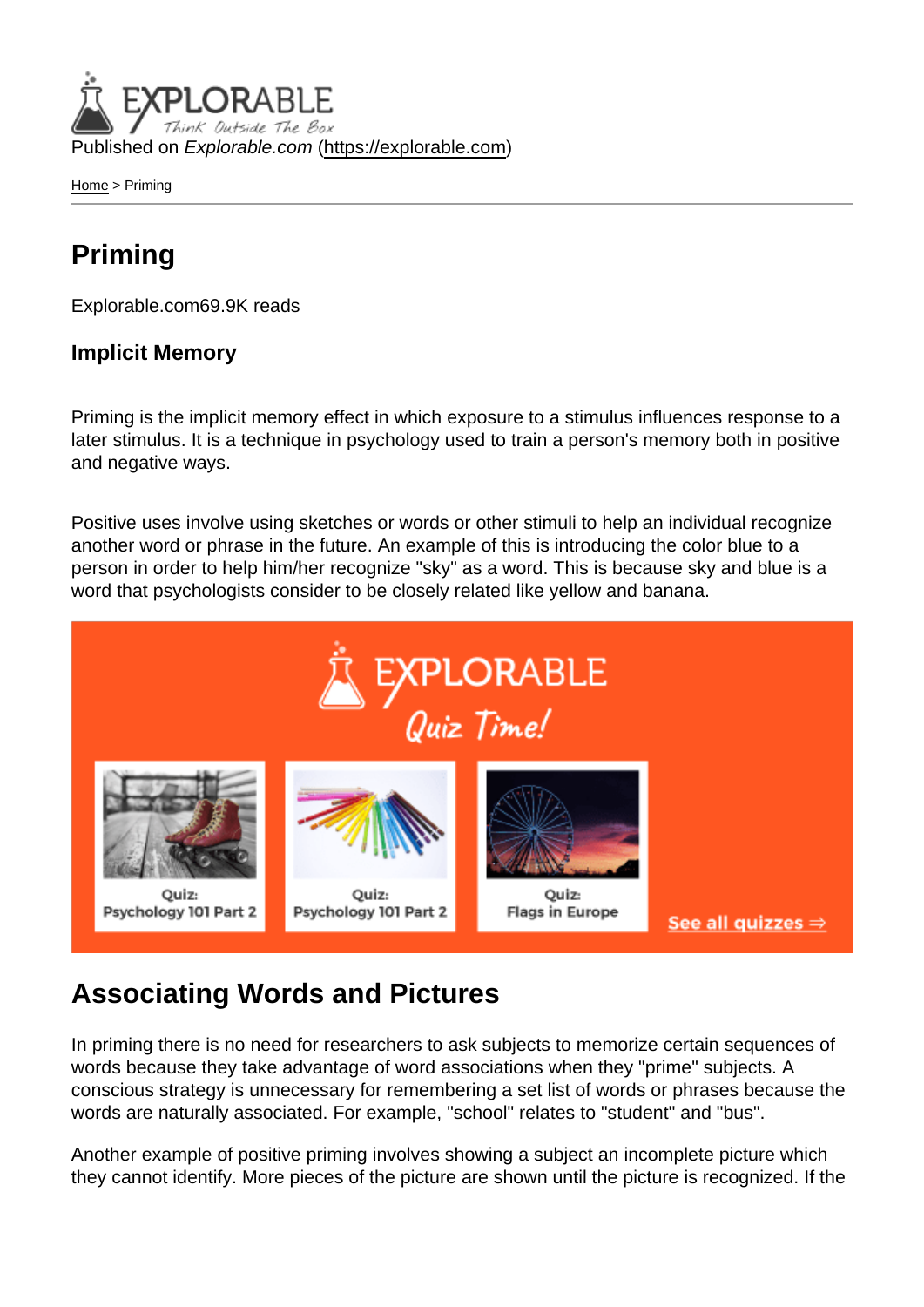Published on *Explorable.com* (https://explorable.com)

Home > Priming

# Priming

Explorable.com69.9K reads

### Implicit Memory

Priming is the implicit memory effect in which exposure to a stimulus influences response to a later stimulus. It is a technique in psychology used to train a person's memory both in positive and negative ways.

Positive uses involve using sketches or words or other stimuli to help an individual recognize another word or phrase in the future. An example of this is introducing the color blue to a person in order to help him/her recognize "sky" as a word. This is because sky and blue is a word that psychologists consider to be closely related like yellow and banana.

## Associating Words and Pictures

In priming there is no need for researchers to ask subjects to memorize certain sequences of words because they take advantage of word associations when they "prime" subjects. A conscious strategy is unnecessary for remembering a set list of words or phrases because the words are naturally associated. For example, "school" relates to "student" and "bus".

Another example of positive priming involves showing a subject an incomplete picture which they cannot identify. More pieces of the picture are shown until the picture is recognized. If the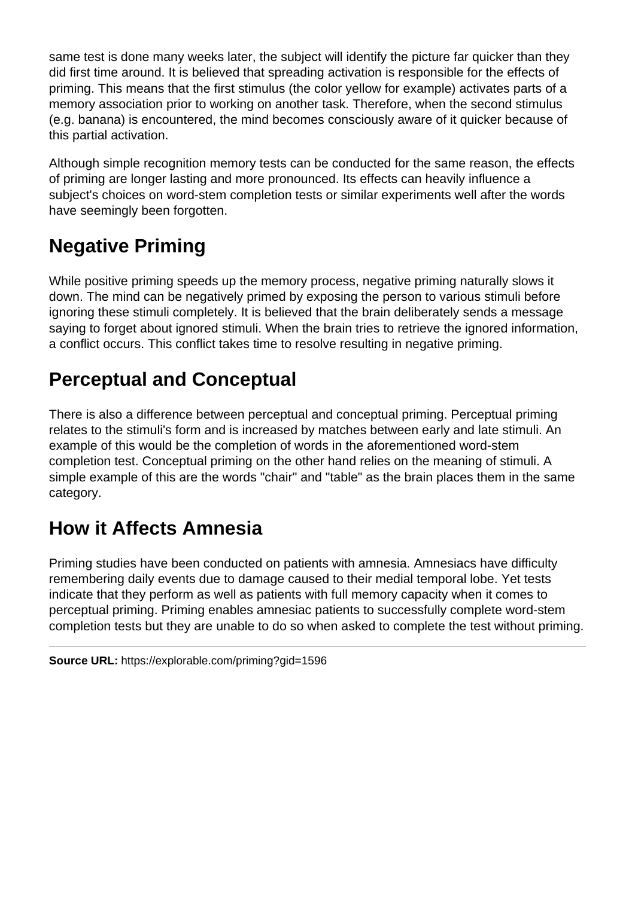same test is done many weeks later, the subject will identify the picture far quicker than they did first time around. It is believed that spreading activation is responsible for the effects of priming. This means that the first stimulus (the color yellow for example) activates parts of a memory association prior to working on another task. Therefore, when the second stimulus (e.g. banana) is encountered, the mind becomes consciously aware of it quicker because of this partial activation.

Although simple recognition memory tests can be conducted for the same reason, the effects of priming are longer lasting and more pronounced. Its effects can heavily influence a subject's choices on word-stem completion tests or similar experiments well after the words have seemingly been forgotten.

## Negative Priming

While positive priming speeds up the memory process, negative priming naturally slows it down. The mind can be negatively primed by exposing the person to various stimuli before ignoring these stimuli completely. It is believed that the brain deliberately sends a message saying to forget about ignored stimuli. When the brain tries to retrieve the ignored information, a conflict occurs. This conflict takes time to resolve resulting in negative priming.

## Perceptual and Conceptual

There is also a difference between perceptual and conceptual priming. Perceptual priming relates to the stimuli's form and is increased by matches between early and late stimuli. An example of this would be the completion of words in the aforementioned word-stem completion test. Conceptual priming on the other hand relies on the meaning of stimuli. A simple example of this are the words "chair" and "table" as the brain places them in the same category.

## How it Affects Amnesia

Priming studies have been conducted on patients with amnesia. Amnesiacs have difficulty remembering daily events due to damage caused to their medial temporal lobe. Yet tests indicate that they perform as well as patients with full memory capacity when it comes to perceptual priming. Priming enables amnesiac patients to successfully complete word-stem completion tests but they are unable to do so when asked to complete the test without priming.

---

**Source URL:** https://explorable.com/priming?gid=1596